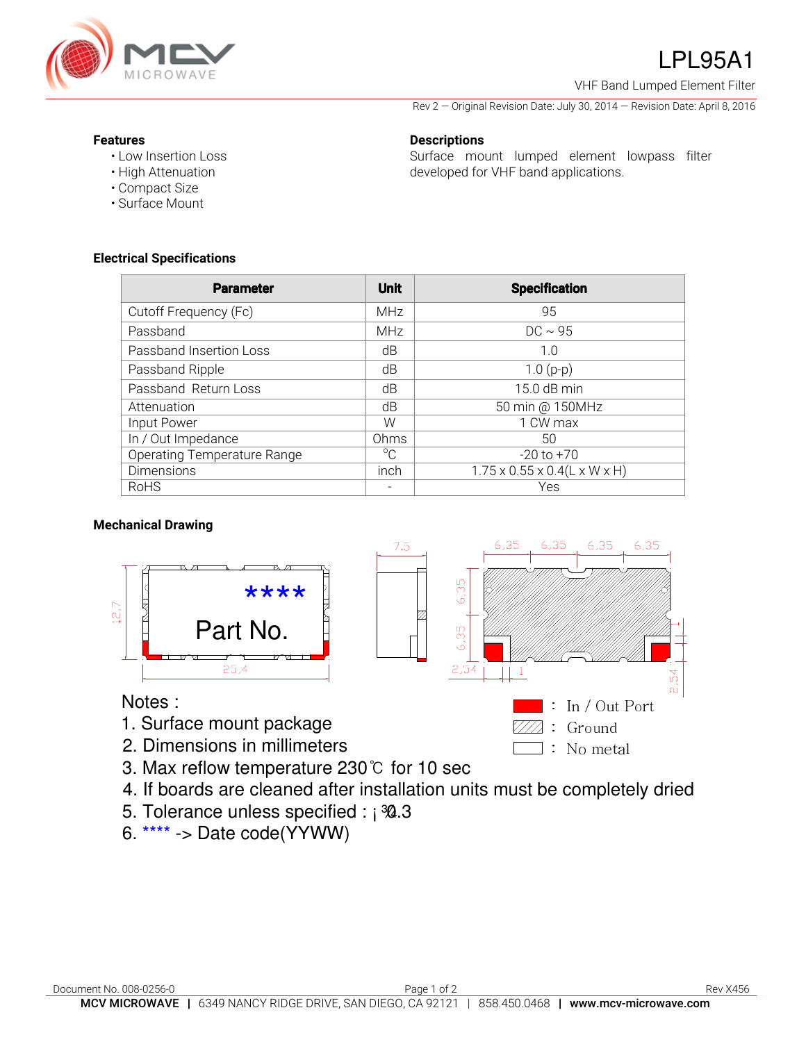# LPL95A1

VHF Band Lumped Element Filter

Rev 2 — Original Revision Date: July 30, 2014 — Revision Date: April 8, 2016

## Features

- Low Insertion Loss
- High Attenuation
- Compact Size
- Surface Mount

## Descriptions

Surface mount lumped element lowpass filter developed for VHF band applications.

## Electrical Specifications

| Parameter | Unit | Specification |
|---|---|---|
| Cutoff Frequency (Fc) | MHz | 95 |
| Passband | MHz | DC ~ 95 |
| Passband Insertion Loss | dB | 1.0 |
| Passband Ripple | dB | 1.0 (p-p) |
| Passband Return Loss | dB | 15.0 dB min |
| Attenuation | dB | 50 min @ 150MHz |
| Input Power | W | 1 CW max |
| In / Out Impedance | Ohms | 50 |
| Operating Temperature Range | °C | -20 to +70 |
| Dimensions | inch | 1.75 x 0.55 x 0.4(L x W x H) |
| RoHS | - | Yes |

## Mechanical Drawing

****

Part No.

12,7 25,4 7,5 6,35 6,35 6,35 6,35 6,35 6,35 2,54 1 2,54

Notes :

1. Surface mount package
2. Dimensions in millimeters
3. Max reflow temperature 230℃ for 10 sec
4. If boards are cleaned after installation units must be completely dried
5. Tolerance unless specified : ¡¾0.3
6. **** -> Date code(YYWW)

: In / Out Port

: Ground

: No metal

Document No. 008-0256-0

Rev X456

**MCV MICROWAVE** | 6349 NANCY RIDGE DRIVE, SAN DIEGO, CA 92121 | 858.450.0468 | **www.mcv-microwave.com**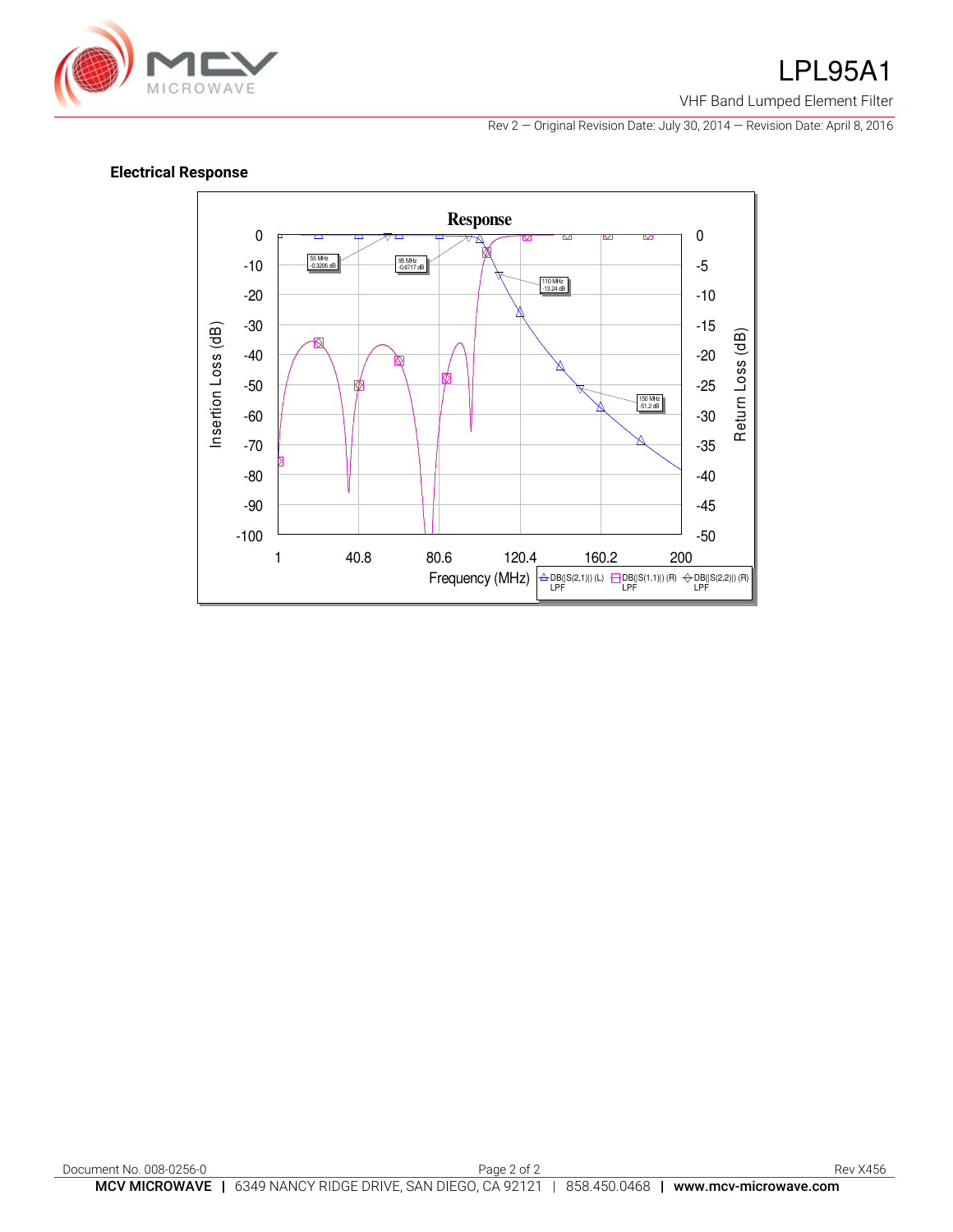## Electrical Response

Response

0
-10
-20
-30
-40
-50
-60
-70
-80
-90
-100

Insertion Loss (dB)

0
-5
-10
-15
-20
-25
-30
-35
-40
-45
-50

Return Loss (dB)

1
40.8
80.6
120.4
160.2
200

Frequency (MHz)

55 MHz
-0.3206 dB

95 MHz
-0.6717 dB

110 MHz
-13.24 dB

150 MHz
-51.2 dB

DB(|S(2,1)|) (L)
LPF

DB(|S(1,1)|) (R)
LPF

DB(|S(2,2)|) (R)
LPF